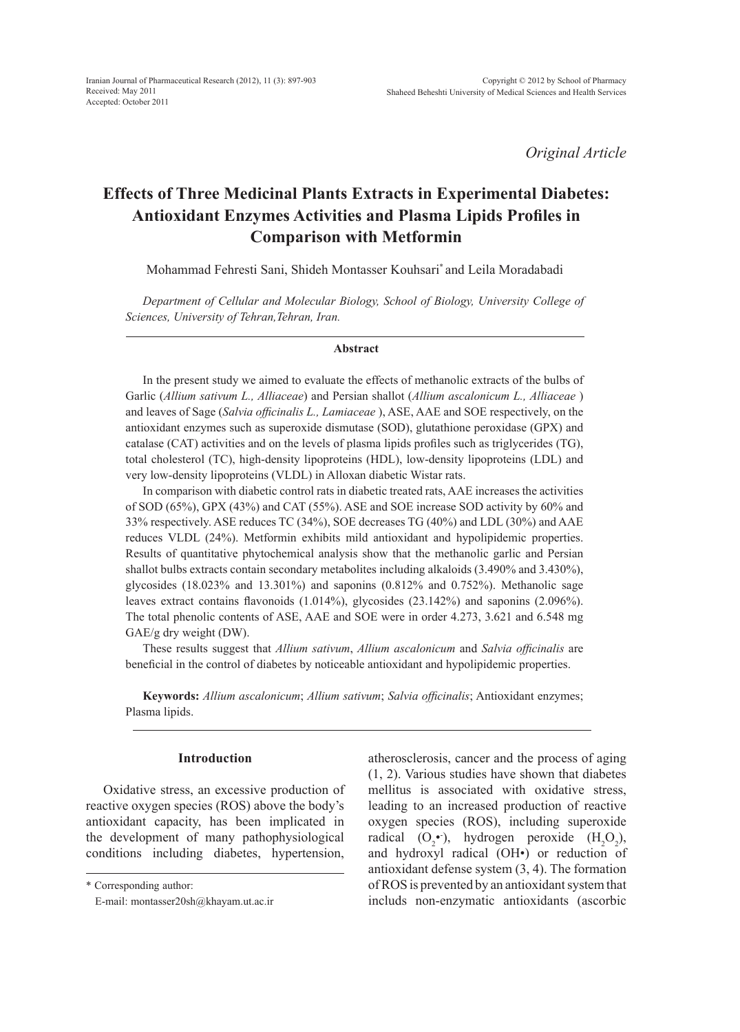*Original Article*

# Effects of Three Medicinal Plants Extracts in Experimental Diabetes: Antioxidant Enzymes Activities and Plasma Lipids Profiles in Comparison with Metformin

Mohammad Fehresti Sani, Shideh Montasser Kouhsari* and Leila Moradabadi

*Department of Cellular and Molecular Biology, School of Biology, University College of Sciences, University of Tehran,Tehran, Iran.*

### Abstract

In the present study we aimed to evaluate the effects of methanolic extracts of the bulbs of Garlic (*Allium sativum L., Alliaceae*) and Persian shallot (*Allium ascalonicum L., Alliaceae* ) and leaves of Sage (*Salvia officinalis L., Lamiaceae* ), ASE, AAE and SOE respectively, on the antioxidant enzymes such as superoxide dismutase (SOD), glutathione peroxidase (GPX) and catalase (CAT) activities and on the levels of plasma lipids profiles such as triglycerides (TG), total cholesterol (TC), high-density lipoproteins (HDL), low-density lipoproteins (LDL) and very low-density lipoproteins (VLDL) in Alloxan diabetic Wistar rats.

In comparison with diabetic control rats in diabetic treated rats, AAE increases the activities of SOD (65%), GPX (43%) and CAT (55%). ASE and SOE increase SOD activity by 60% and 33% respectively. ASE reduces TC (34%), SOE decreases TG (40%) and LDL (30%) and AAE reduces VLDL (24%). Metformin exhibits mild antioxidant and hypolipidemic properties. Results of quantitative phytochemical analysis show that the methanolic garlic and Persian shallot bulbs extracts contain secondary metabolites including alkaloids (3.490% and 3.430%), glycosides (18.023% and 13.301%) and saponins (0.812% and 0.752%). Methanolic sage leaves extract contains flavonoids (1.014%), glycosides (23.142%) and saponins (2.096%). The total phenolic contents of ASE, AAE and SOE were in order 4.273, 3.621 and 6.548 mg GAE/g dry weight (DW).

These results suggest that *Allium sativum*, *Allium ascalonicum* and *Salvia officinalis* are beneficial in the control of diabetes by noticeable antioxidant and hypolipidemic properties.

**Keywords:** *Allium ascalonicum*; *Allium sativum*; *Salvia officinalis*; Antioxidant enzymes; Plasma lipids.

## Introduction

Oxidative stress, an excessive production of reactive oxygen species (ROS) above the body's antioxidant capacity, has been implicated in the development of many pathophysiological conditions including diabetes, hypertension, atherosclerosis, cancer and the process of aging (1, 2). Various studies have shown that diabetes mellitus is associated with oxidative stress, leading to an increased production of reactive oxygen species (ROS), including superoxide radical ($O_2^{\bullet -}$), hydrogen peroxide ($H_2O_2$), and hydroxyl radical (OH•) or reduction of antioxidant defense system (3, 4). The formation of ROS is prevented by an antioxidant system that includs non-enzymatic antioxidants (ascorbic

* Corresponding author:
E-mail: montasser20sh@khayam.ut.ac.ir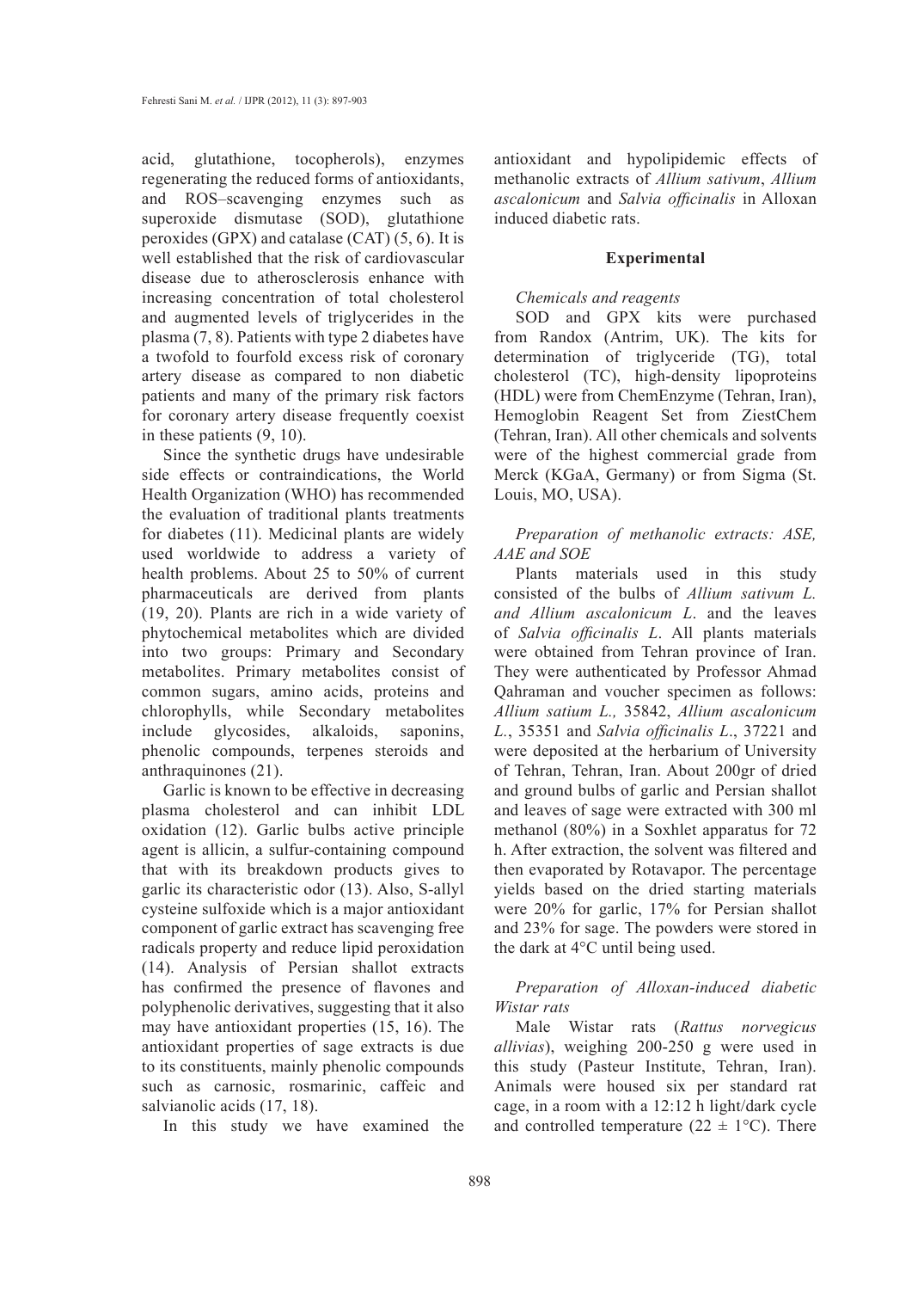acid, glutathione, tocopherols), enzymes regenerating the reduced forms of antioxidants, and ROS–scavenging enzymes such as superoxide dismutase (SOD), glutathione peroxides (GPX) and catalase (CAT) (5, 6). It is well established that the risk of cardiovascular disease due to atherosclerosis enhance with increasing concentration of total cholesterol and augmented levels of triglycerides in the plasma (7, 8). Patients with type 2 diabetes have a twofold to fourfold excess risk of coronary artery disease as compared to non diabetic patients and many of the primary risk factors for coronary artery disease frequently coexist in these patients (9, 10).

Since the synthetic drugs have undesirable side effects or contraindications, the World Health Organization (WHO) has recommended the evaluation of traditional plants treatments for diabetes (11). Medicinal plants are widely used worldwide to address a variety of health problems. About 25 to 50% of current pharmaceuticals are derived from plants (19, 20). Plants are rich in a wide variety of phytochemical metabolites which are divided into two groups: Primary and Secondary metabolites. Primary metabolites consist of common sugars, amino acids, proteins and chlorophylls, while Secondary metabolites include glycosides, alkaloids, saponins, phenolic compounds, terpenes steroids and anthraquinones (21).

Garlic is known to be effective in decreasing plasma cholesterol and can inhibit LDL oxidation (12). Garlic bulbs active principle agent is allicin, a sulfur-containing compound that with its breakdown products gives to garlic its characteristic odor (13). Also, S-allyl cysteine sulfoxide which is a major antioxidant component of garlic extract has scavenging free radicals property and reduce lipid peroxidation (14). Analysis of Persian shallot extracts has confirmed the presence of flavones and polyphenolic derivatives, suggesting that it also may have antioxidant properties (15, 16). The antioxidant properties of sage extracts is due to its constituents, mainly phenolic compounds such as carnosic, rosmarinic, caffeic and salvianolic acids (17, 18).

In this study we have examined the antioxidant and hypolipidemic effects of methanolic extracts of *Allium sativum*, *Allium ascalonicum* and *Salvia officinalis* in Alloxan induced diabetic rats.

## Experimental

### *Chemicals and reagents*

SOD and GPX kits were purchased from Randox (Antrim, UK). The kits for determination of triglyceride (TG), total cholesterol (TC), high-density lipoproteins (HDL) were from ChemEnzyme (Tehran, Iran), Hemoglobin Reagent Set from ZiestChem (Tehran, Iran). All other chemicals and solvents were of the highest commercial grade from Merck (KGaA, Germany) or from Sigma (St. Louis, MO, USA).

### *Preparation of methanolic extracts: ASE, AAE and SOE*

Plants materials used in this study consisted of the bulbs of *Allium sativum L. and Allium ascalonicum L*. and the leaves of *Salvia officinalis L*. All plants materials were obtained from Tehran province of Iran. They were authenticated by Professor Ahmad Qahraman and voucher specimen as follows: *Allium satium L.,* 35842, *Allium ascalonicum L*., 35351 and *Salvia officinalis L*., 37221 and were deposited at the herbarium of University of Tehran, Tehran, Iran. About 200gr of dried and ground bulbs of garlic and Persian shallot and leaves of sage were extracted with 300 ml methanol (80%) in a Soxhlet apparatus for 72 h. After extraction, the solvent was filtered and then evaporated by Rotavapor. The percentage yields based on the dried starting materials were 20% for garlic, 17% for Persian shallot and 23% for sage. The powders were stored in the dark at 4°C until being used.

### *Preparation of Alloxan-induced diabetic Wistar rats*

Male Wistar rats (*Rattus norvegicus allivias*), weighing 200-250 g were used in this study (Pasteur Institute, Tehran, Iran). Animals were housed six per standard rat cage, in a room with a 12:12 h light/dark cycle and controlled temperature (22 ± 1°C). There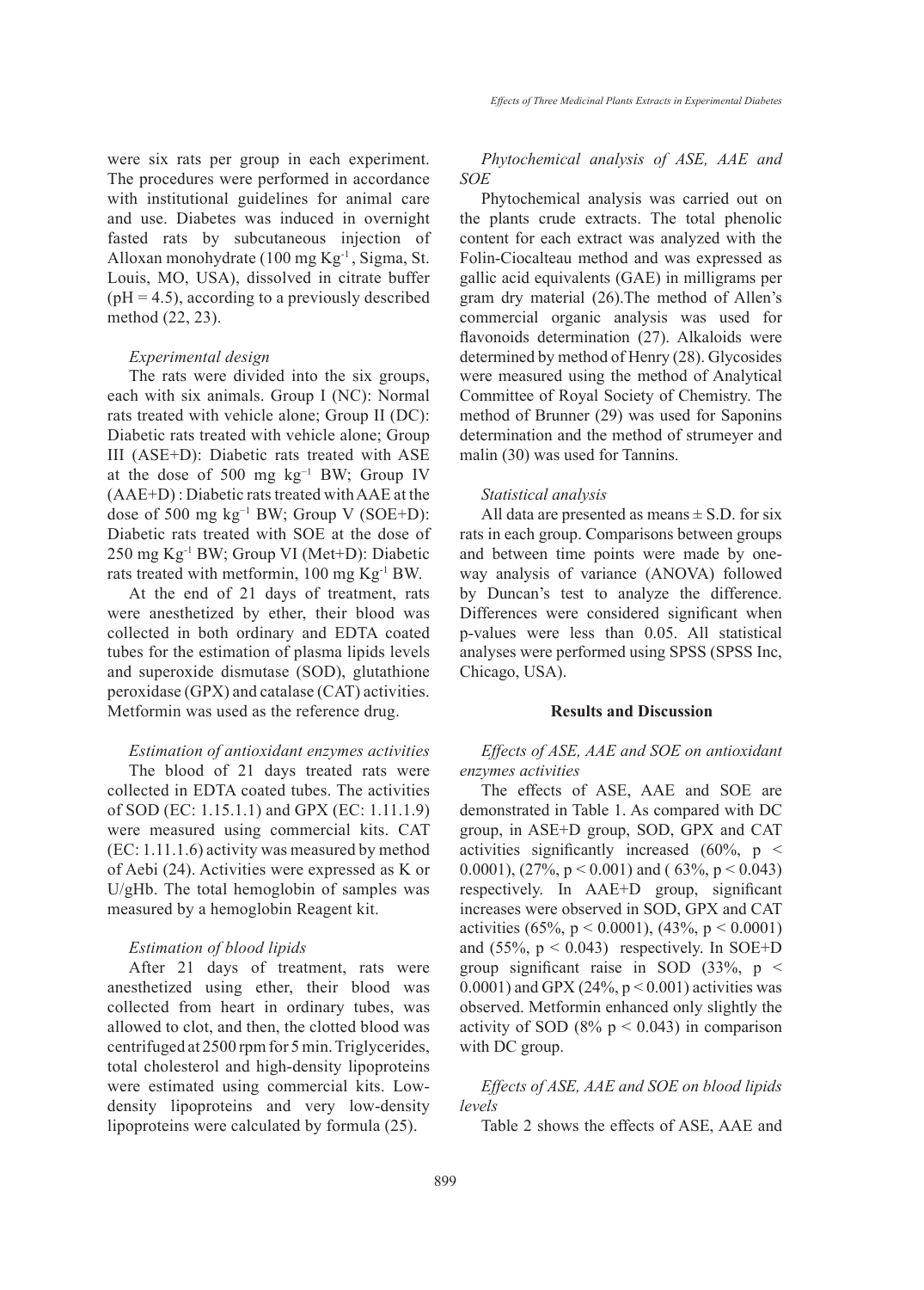were six rats per group in each experiment. The procedures were performed in accordance with institutional guidelines for animal care and use. Diabetes was induced in overnight fasted rats by subcutaneous injection of Alloxan monohydrate (100 mg $Kg^{-1}$, Sigma, St. Louis, MO, USA), dissolved in citrate buffer (pH = 4.5), according to a previously described method (22, 23).

*Experimental design*

The rats were divided into the six groups, each with six animals. Group I (NC): Normal rats treated with vehicle alone; Group II (DC): Diabetic rats treated with vehicle alone; Group III (ASE+D): Diabetic rats treated with ASE at the dose of 500 mg $kg^{-1}$ BW; Group IV (AAE+D) : Diabetic rats treated with AAE at the dose of 500 mg $kg^{-1}$ BW; Group V (SOE+D): Diabetic rats treated with SOE at the dose of 250 mg $Kg^{-1}$ BW; Group VI (Met+D): Diabetic rats treated with metformin, 100 mg $Kg^{-1}$ BW.

At the end of 21 days of treatment, rats were anesthetized by ether, their blood was collected in both ordinary and EDTA coated tubes for the estimation of plasma lipids levels and superoxide dismutase (SOD), glutathione peroxidase (GPX) and catalase (CAT) activities. Metformin was used as the reference drug.

*Estimation of antioxidant enzymes activities*

The blood of 21 days treated rats were collected in EDTA coated tubes. The activities of SOD (EC: 1.15.1.1) and GPX (EC: 1.11.1.9) were measured using commercial kits. CAT (EC: 1.11.1.6) activity was measured by method of Aebi (24). Activities were expressed as K or U/gHb. The total hemoglobin of samples was measured by a hemoglobin Reagent kit.

*Estimation of blood lipids*

After 21 days of treatment, rats were anesthetized using ether, their blood was collected from heart in ordinary tubes, was allowed to clot, and then, the clotted blood was centrifuged at 2500 rpm for 5 min. Triglycerides, total cholesterol and high-density lipoproteins were estimated using commercial kits. Low-density lipoproteins and very low-density lipoproteins were calculated by formula (25).

*Phytochemical analysis of ASE, AAE and SOE*

Phytochemical analysis was carried out on the plants crude extracts. The total phenolic content for each extract was analyzed with the Folin-Ciocalteau method and was expressed as gallic acid equivalents (GAE) in milligrams per gram dry material (26).The method of Allen's commercial organic analysis was used for flavonoids determination (27). Alkaloids were determined by method of Henry (28). Glycosides were measured using the method of Analytical Committee of Royal Society of Chemistry. The method of Brunner (29) was used for Saponins determination and the method of strumeyer and malin (30) was used for Tannins.

*Statistical analysis*

All data are presented as means ± S.D. for six rats in each group. Comparisons between groups and between time points were made by one-way analysis of variance (ANOVA) followed by Duncan's test to analyze the difference. Differences were considered significant when p-values were less than 0.05. All statistical analyses were performed using SPSS (SPSS Inc, Chicago, USA).

## Results and Discussion

*Effects of ASE, AAE and SOE on antioxidant enzymes activities*

The effects of ASE, AAE and SOE are demonstrated in Table 1. As compared with DC group, in ASE+D group, SOD, GPX and CAT activities significantly increased (60%, $p < 0.0001$), (27%, $p < 0.001$) and ( 63%, $p < 0.043$) respectively. In AAE+D group, significant increases were observed in SOD, GPX and CAT activities (65%, $p < 0.0001$), (43%, $p < 0.0001$) and (55%, $p < 0.043$) respectively. In SOE+D group significant raise in SOD (33%, $p < 0.0001$) and GPX (24%, $p < 0.001$) activities was observed. Metformin enhanced only slightly the activity of SOD (8% $p < 0.043$) in comparison with DC group.

*Effects of ASE, AAE and SOE on blood lipids levels*

Table 2 shows the effects of ASE, AAE and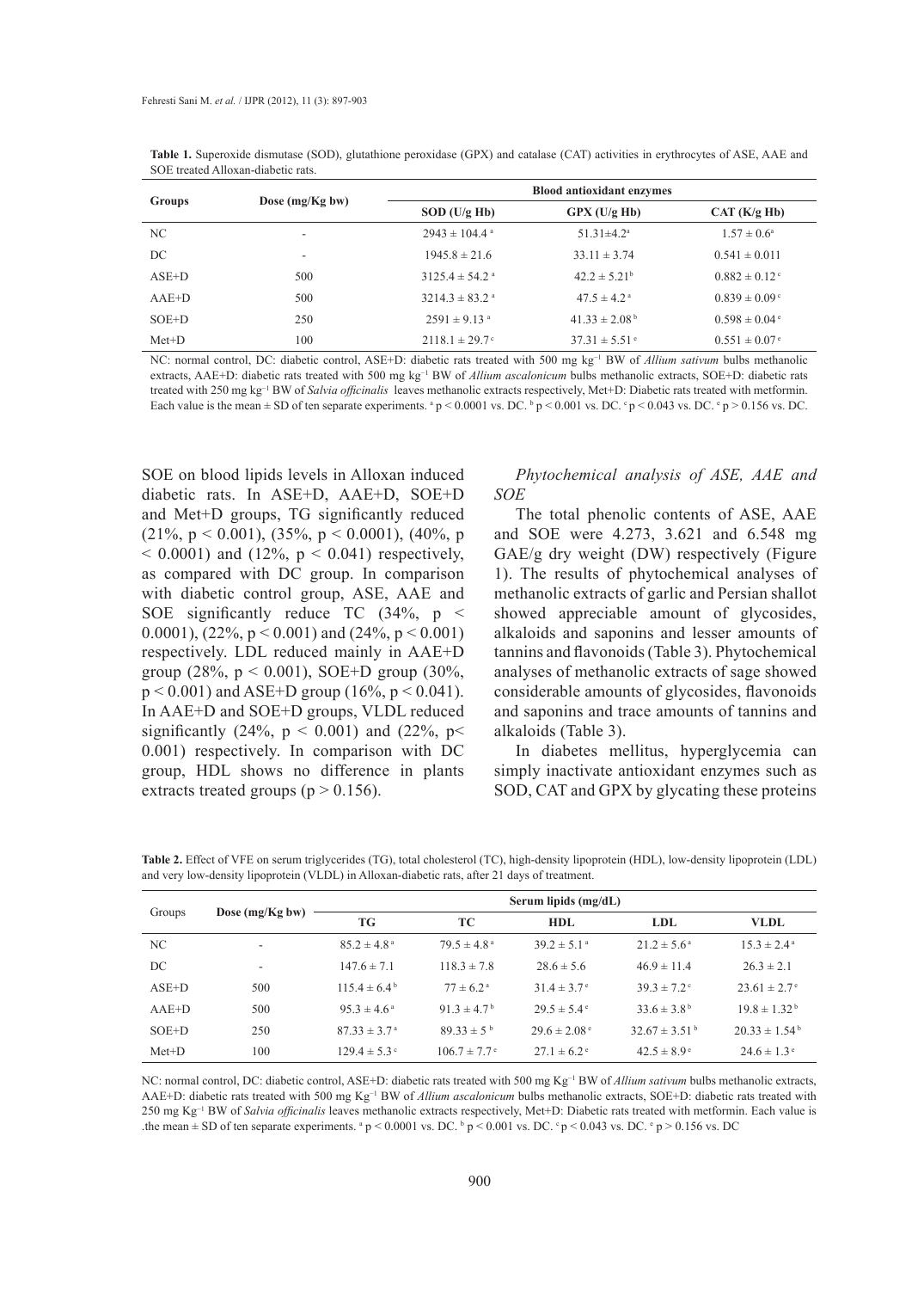**Table 1.** Superoxide dismutase (SOD), glutathione peroxidase (GPX) and catalase (CAT) activities in erythrocytes of ASE, AAE and SOE treated Alloxan-diabetic rats.

| Groups | Dose (mg/Kg bw) | Blood antioxidant enzymes | | |
|---|---|---|---|---|
| | | SOD (U/g Hb) | GPX (U/g Hb) | CAT (K/g Hb) |
| NC | - | $2943 \pm 104.4$ [a] | $51.31 \pm 4.2$ [a] | $1.57 \pm 0.6$ [a] |
| DC | - | $1945.8 \pm 21.6$ | $33.11 \pm 3.74$ | $0.541 \pm 0.011$ |
| ASE+D | 500 | $3125.4 \pm 54.2$ [a] | $42.2 \pm 5.21$ [b] | $0.882 \pm 0.12$ [c] |
| AAE+D | 500 | $3214.3 \pm 83.2$ [a] | $47.5 \pm 4.2$ [a] | $0.839 \pm 0.09$ [c] |
| SOE+D | 250 | $2591 \pm 9.13$ [a] | $41.33 \pm 2.08$ [b] | $0.598 \pm 0.04$ [e] |
| Met+D | 100 | $2118.1 \pm 29.7$ [c] | $37.31 \pm 5.51$ [e] | $0.551 \pm 0.07$ [e] |

NC: normal control, DC: diabetic control, ASE+D: diabetic rats treated with 500 mg $kg^{-1}$ BW of *Allium sativum* bulbs methanolic extracts, AAE+D: diabetic rats treated with 500 mg $kg^{-1}$ BW of *Allium ascalonicum* bulbs methanolic extracts, SOE+D: diabetic rats treated with 250 mg $kg^{-1}$ BW of *Salvia officinalis* leaves methanolic extracts respectively, Met+D: Diabetic rats treated with metformin. Each value is the mean ± SD of ten separate experiments. [a] $p < 0.0001$ vs. DC. [b] $p < 0.001$ vs. DC. [c] $p < 0.043$ vs. DC. [e] $p > 0.156$ vs. DC.

SOE on blood lipids levels in Alloxan induced diabetic rats. In ASE+D, AAE+D, SOE+D and Met+D groups, TG significantly reduced (21%, $p < 0.001$), (35%, $p < 0.0001$), (40%, $p < 0.0001$) and (12%, $p < 0.041$) respectively, as compared with DC group. In comparison with diabetic control group, ASE, AAE and SOE significantly reduce TC (34%, $p < 0.0001$), (22%, $p < 0.001$) and (24%, $p < 0.001$) respectively. LDL reduced mainly in AAE+D group (28%, $p < 0.001$), SOE+D group (30%, $p < 0.001$) and ASE+D group (16%, $p < 0.041$). In AAE+D and SOE+D groups, VLDL reduced significantly (24%, $p < 0.001$) and (22%, $p < 0.001$) respectively. In comparison with DC group, HDL shows no difference in plants extracts treated groups ($p > 0.156$).

*Phytochemical analysis of ASE, AAE and SOE*

The total phenolic contents of ASE, AAE and SOE were 4.273, 3.621 and 6.548 mg GAE/g dry weight (DW) respectively (Figure 1). The results of phytochemical analyses of methanolic extracts of garlic and Persian shallot showed appreciable amount of glycosides, alkaloids and saponins and lesser amounts of tannins and flavonoids (Table 3). Phytochemical analyses of methanolic extracts of sage showed considerable amounts of glycosides, flavonoids and saponins and trace amounts of tannins and alkaloids (Table 3).

In diabetes mellitus, hyperglycemia can simply inactivate antioxidant enzymes such as SOD, CAT and GPX by glycating these proteins

**Table 2.** Effect of VFE on serum triglycerides (TG), total cholesterol (TC), high-density lipoprotein (HDL), low-density lipoprotein (LDL) and very low-density lipoprotein (VLDL) in Alloxan-diabetic rats, after 21 days of treatment.

| Groups | Dose (mg/Kg bw) | Serum lipids (mg/dL) | | | | |
|---|---|---|---|---|---|---|
| | | TG | TC | HDL | LDL | VLDL |
| NC | - | $85.2 \pm 4.8$ [a] | $79.5 \pm 4.8$ [a] | $39.2 \pm 5.1$ [a] | $21.2 \pm 5.6$ [a] | $15.3 \pm 2.4$ [a] |
| DC | - | $147.6 \pm 7.1$ | $118.3 \pm 7.8$ | $28.6 \pm 5.6$ | $46.9 \pm 11.4$ | $26.3 \pm 2.1$ |
| ASE+D | 500 | $115.4 \pm 6.4$ [b] | $77 \pm 6.2$ [a] | $31.4 \pm 3.7$ [e] | $39.3 \pm 7.2$ [c] | $23.61 \pm 2.7$ [e] |
| AAE+D | 500 | $95.3 \pm 4.6$ [a] | $91.3 \pm 4.7$ [b] | $29.5 \pm 5.4$ [e] | $33.6 \pm 3.8$ [b] | $19.8 \pm 1.32$ [b] |
| SOE+D | 250 | $87.33 \pm 3.7$ [a] | $89.33 \pm 5$ [b] | $29.6 \pm 2.08$ [e] | $32.67 \pm 3.51$ [b] | $20.33 \pm 1.54$ [b] |
| Met+D | 100 | $129.4 \pm 5.3$ [c] | $106.7 \pm 7.7$ [e] | $27.1 \pm 6.2$ [e] | $42.5 \pm 8.9$ [e] | $24.6 \pm 1.3$ [e] |

NC: normal control, DC: diabetic control, ASE+D: diabetic rats treated with 500 mg $Kg^{-1}$ BW of *Allium sativum* bulbs methanolic extracts, AAE+D: diabetic rats treated with 500 mg $Kg^{-1}$ BW of *Allium ascalonicum* bulbs methanolic extracts, SOE+D: diabetic rats treated with 250 mg $Kg^{-1}$ BW of *Salvia officinalis* leaves methanolic extracts respectively, Met+D: Diabetic rats treated with metformin. Each value is .the mean ± SD of ten separate experiments. [a] $p < 0.0001$ vs. DC. [b] $p < 0.001$ vs. DC. [c] $p < 0.043$ vs. DC. [e] $p > 0.156$ vs. DC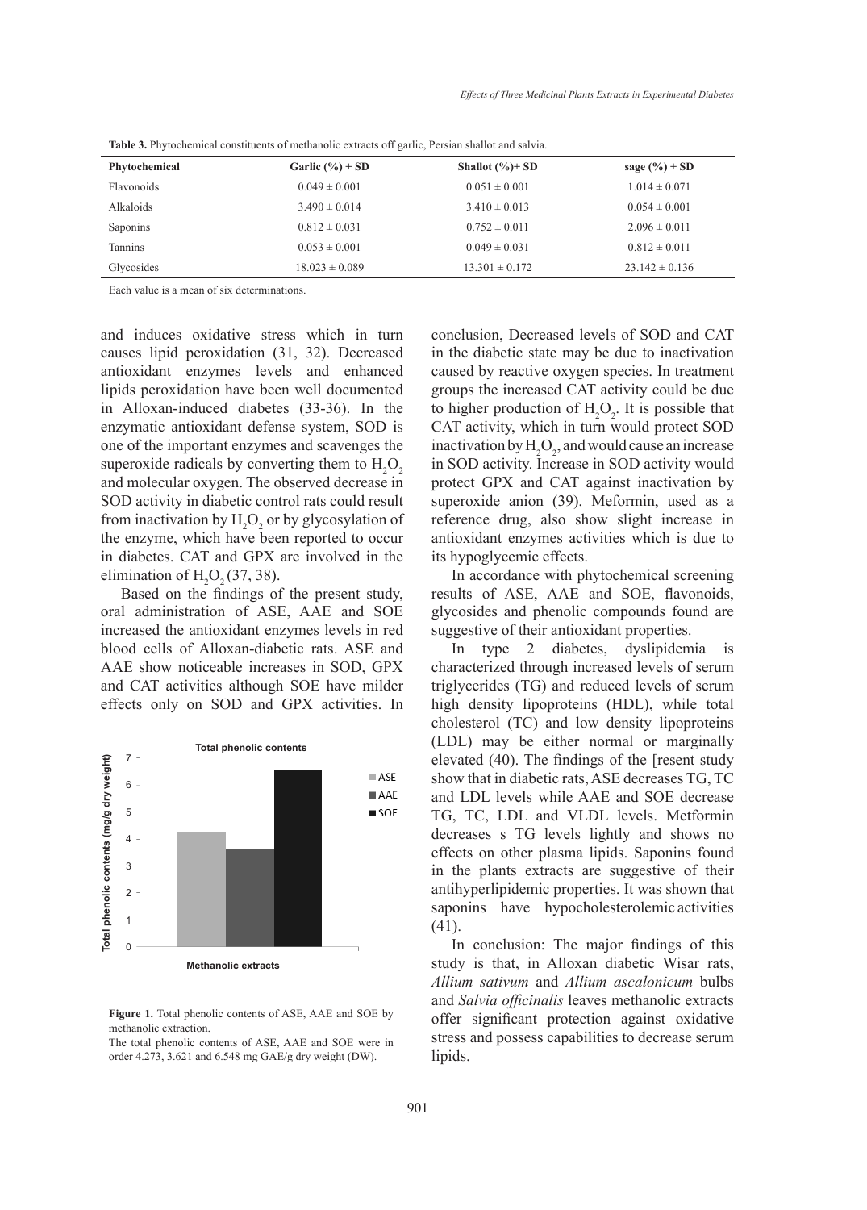**Table 3.** Phytochemical constituents of methanolic extracts off garlic, Persian shallot and salvia.

| Phytochemical | Garlic (%) + SD | Shallot (%)+ SD | sage (%) + SD |
|---|---|---|---|
| Flavonoids | 0.049 ± 0.001 | 0.051 ± 0.001 | 1.014 ± 0.071 |
| Alkaloids | 3.490 ± 0.014 | 3.410 ± 0.013 | 0.054 ± 0.001 |
| Saponins | 0.812 ± 0.031 | 0.752 ± 0.011 | 2.096 ± 0.011 |
| Tannins | 0.053 ± 0.001 | 0.049 ± 0.031 | 0.812 ± 0.011 |
| Glycosides | 18.023 ± 0.089 | 13.301 ± 0.172 | 23.142 ± 0.136 |

Each value is a mean of six determinations.

and induces oxidative stress which in turn causes lipid peroxidation (31, 32). Decreased antioxidant enzymes levels and enhanced lipids peroxidation have been well documented in Alloxan-induced diabetes (33-36). In the enzymatic antioxidant defense system, SOD is one of the important enzymes and scavenges the superoxide radicals by converting them to $H_2O_2$ and molecular oxygen. The observed decrease in SOD activity in diabetic control rats could result from inactivation by $H_2O_2$ or by glycosylation of the enzyme, which have been reported to occur in diabetes. CAT and GPX are involved in the elimination of $H_2O_2$ (37, 38).

Based on the findings of the present study, oral administration of ASE, AAE and SOE increased the antioxidant enzymes levels in red blood cells of Alloxan-diabetic rats. ASE and AAE show noticeable increases in SOD, GPX and CAT activities although SOE have milder effects only on SOD and GPX activities. In conclusion, Decreased levels of SOD and CAT in the diabetic state may be due to inactivation caused by reactive oxygen species. In treatment groups the increased CAT activity could be due to higher production of $H_2O_2$. It is possible that CAT activity, which in turn would protect SOD inactivation by $H_2O_2$, and would cause an increase in SOD activity. Increase in SOD activity would protect GPX and CAT against inactivation by superoxide anion (39). Meformin, used as a reference drug, also show slight increase in antioxidant enzymes activities which is due to its hypoglycemic effects.

**Figure 1.** Total phenolic contents of ASE, AAE and SOE by methanolic extraction.
The total phenolic contents of ASE, AAE and SOE were in order 4.273, 3.621 and 6.548 mg GAE/g dry weight (DW).

In accordance with phytochemical screening results of ASE, AAE and SOE, flavonoids, glycosides and phenolic compounds found are suggestive of their antioxidant properties.

In type 2 diabetes, dyslipidemia is characterized through increased levels of serum triglycerides (TG) and reduced levels of serum high density lipoproteins (HDL), while total cholesterol (TC) and low density lipoproteins (LDL) may be either normal or marginally elevated (40). The findings of the [resent study show that in diabetic rats, ASE decreases TG, TC and LDL levels while AAE and SOE decrease TG, TC, LDL and VLDL levels. Metformin decreases s TG levels lightly and shows no effects on other plasma lipids. Saponins found in the plants extracts are suggestive of their antihyperlipidemic properties. It was shown that saponins have hypocholesterolemic activities (41).

In conclusion: The major findings of this study is that, in Alloxan diabetic Wisar rats, *Allium sativum* and *Allium ascalonicum* bulbs and *Salvia officinalis* leaves methanolic extracts offer significant protection against oxidative stress and possess capabilities to decrease serum lipids.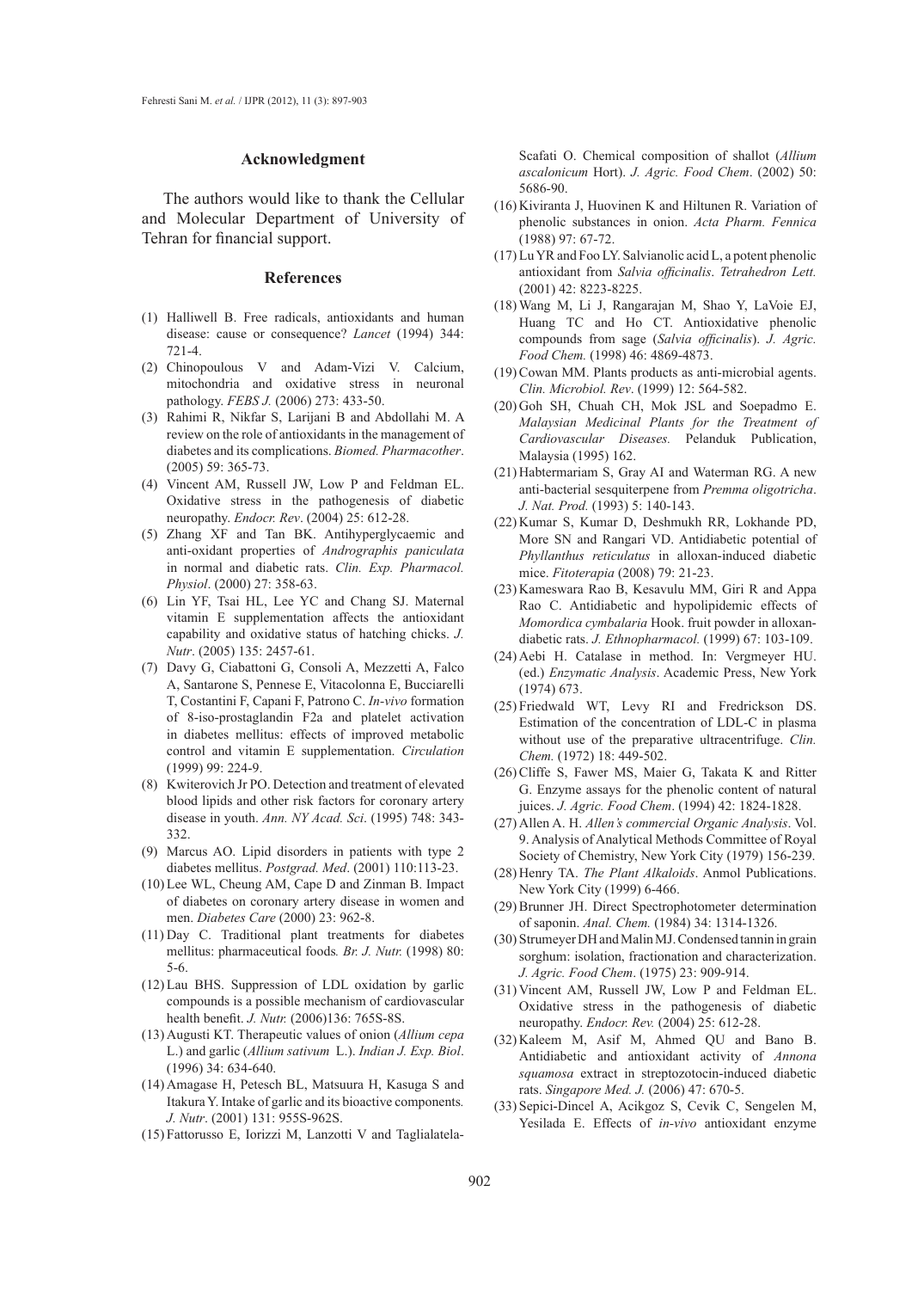## Acknowledgment

The authors would like to thank the Cellular and Molecular Department of University of Tehran for financial support.

## References

(1) Halliwell B. Free radicals, antioxidants and human disease: cause or consequence? *Lancet* (1994) 344: 721-4.

(2) Chinopoulous V and Adam-Vizi V. Calcium, mitochondria and oxidative stress in neuronal pathology. *FEBS J.* (2006) 273: 433-50.

(3) Rahimi R, Nikfar S, Larijani B and Abdollahi M. A review on the role of antioxidants in the management of diabetes and its complications. *Biomed. Pharmacother*. (2005) 59: 365-73.

(4) Vincent AM, Russell JW, Low P and Feldman EL. Oxidative stress in the pathogenesis of diabetic neuropathy. *Endocr. Rev*. (2004) 25: 612-28.

(5) Zhang XF and Tan BK. Antihyperglycaemic and anti-oxidant properties of *Andrographis paniculata* in normal and diabetic rats. *Clin. Exp. Pharmacol. Physiol*. (2000) 27: 358-63.

(6) Lin YF, Tsai HL, Lee YC and Chang SJ. Maternal vitamin E supplementation affects the antioxidant capability and oxidative status of hatching chicks. *J. Nutr*. (2005) 135: 2457-61.

(7) Davy G, Ciabattoni G, Consoli A, Mezzetti A, Falco A, Santarone S, Pennese E, Vitacolonna E, Bucciarelli T, Costantini F, Capani F, Patrono C. *In-vivo* formation of 8-iso-prostaglandin F2a and platelet activation in diabetes mellitus: effects of improved metabolic control and vitamin E supplementation. *Circulation* (1999) 99: 224-9.

(8) Kwiterovich Jr PO. Detection and treatment of elevated blood lipids and other risk factors for coronary artery disease in youth. *Ann. NY Acad. Sci*. (1995) 748: 343-332.

(9) Marcus AO. Lipid disorders in patients with type 2 diabetes mellitus. *Postgrad. Med*. (2001) 110:113-23.

(10) Lee WL, Cheung AM, Cape D and Zinman B. Impact of diabetes on coronary artery disease in women and men. *Diabetes Care* (2000) 23: 962-8.

(11) Day C. Traditional plant treatments for diabetes mellitus: pharmaceutical foods*. Br. J. Nutr.* (1998) 80: 5-6.

(12) Lau BHS. Suppression of LDL oxidation by garlic compounds is a possible mechanism of cardiovascular health benefit. *J. Nutr.* (2006)136: 765S-8S.

(13) Augusti KT. Therapeutic values of onion (*Allium cepa* L.) and garlic (*Allium sativum* L.). *Indian J. Exp. Biol*. (1996) 34: 634-640.

(14) Amagase H, Petesch BL, Matsuura H, Kasuga S and Itakura Y. Intake of garlic and its bioactive components*. J. Nutr*. (2001) 131: 955S-962S.

(15) Fattorusso E, Iorizzi M, Lanzotti V and Taglialatela-Scafati O. Chemical composition of shallot (*Allium ascalonicum* Hort). *J. Agric. Food Chem*. (2002) 50: 5686-90.

(16) Kiviranta J, Huovinen K and Hiltunen R. Variation of phenolic substances in onion. *Acta Pharm. Fennica* (1988) 97: 67-72.

(17) Lu YR and Foo LY. Salvianolic acid L, a potent phenolic antioxidant from *Salvia officinalis*. *Tetrahedron Lett.* (2001) 42: 8223-8225.

(18) Wang M, Li J, Rangarajan M, Shao Y, LaVoie EJ, Huang TC and Ho CT. Antioxidative phenolic compounds from sage (*Salvia officinalis*). *J. Agric. Food Chem.* (1998) 46: 4869-4873.

(19) Cowan MM. Plants products as anti-microbial agents. *Clin. Microbiol. Rev*. (1999) 12: 564-582.

(20) Goh SH, Chuah CH, Mok JSL and Soepadmo E. *Malaysian Medicinal Plants for the Treatment of Cardiovascular Diseases.* Pelanduk Publication, Malaysia (1995) 162.

(21) Habtermariam S, Gray AI and Waterman RG. A new anti-bacterial sesquiterpene from *Premma oligotricha*. *J. Nat. Prod.* (1993) 5: 140-143.

(22) Kumar S, Kumar D, Deshmukh RR, Lokhande PD, More SN and Rangari VD. Antidiabetic potential of *Phyllanthus reticulatus* in alloxan-induced diabetic mice. *Fitoterapia* (2008) 79: 21-23.

(23) Kameswara Rao B, Kesavulu MM, Giri R and Appa Rao C. Antidiabetic and hypolipidemic effects of *Momordica cymbalaria* Hook. fruit powder in alloxan-diabetic rats. *J. Ethnopharmacol.* (1999) 67: 103-109.

(24) Aebi H. Catalase in method. In: Vergmeyer HU. (ed.) *Enzymatic Analysis*. Academic Press, New York (1974) 673.

(25) Friedwald WT, Levy RI and Fredrickson DS. Estimation of the concentration of LDL-C in plasma without use of the preparative ultracentrifuge. *Clin. Chem.* (1972) 18: 449-502.

(26) Cliffe S, Fawer MS, Maier G, Takata K and Ritter G. Enzyme assays for the phenolic content of natural juices. *J. Agric. Food Chem*. (1994) 42: 1824-1828.

(27) Allen A. H. *Allen's commercial Organic Analysis*. Vol. 9. Analysis of Analytical Methods Committee of Royal Society of Chemistry, New York City (1979) 156-239.

(28) Henry TA. *The Plant Alkaloids*. Anmol Publications. New York City (1999) 6-466.

(29) Brunner JH. Direct Spectrophotometer determination of saponin. *Anal. Chem.* (1984) 34: 1314-1326.

(30) Strumeyer DH and Malin MJ. Condensed tannin in grain sorghum: isolation, fractionation and characterization. *J. Agric. Food Chem*. (1975) 23: 909-914.

(31) Vincent AM, Russell JW, Low P and Feldman EL. Oxidative stress in the pathogenesis of diabetic neuropathy. *Endocr. Rev.* (2004) 25: 612-28.

(32) Kaleem M, Asif M, Ahmed QU and Bano B. Antidiabetic and antioxidant activity of *Annona squamosa* extract in streptozotocin-induced diabetic rats. *Singapore Med. J.* (2006) 47: 670-5.

(33) Sepici-Dincel A, Acikgoz S, Cevik C, Sengelen M, Yesilada E. Effects of *in-vivo* antioxidant enzyme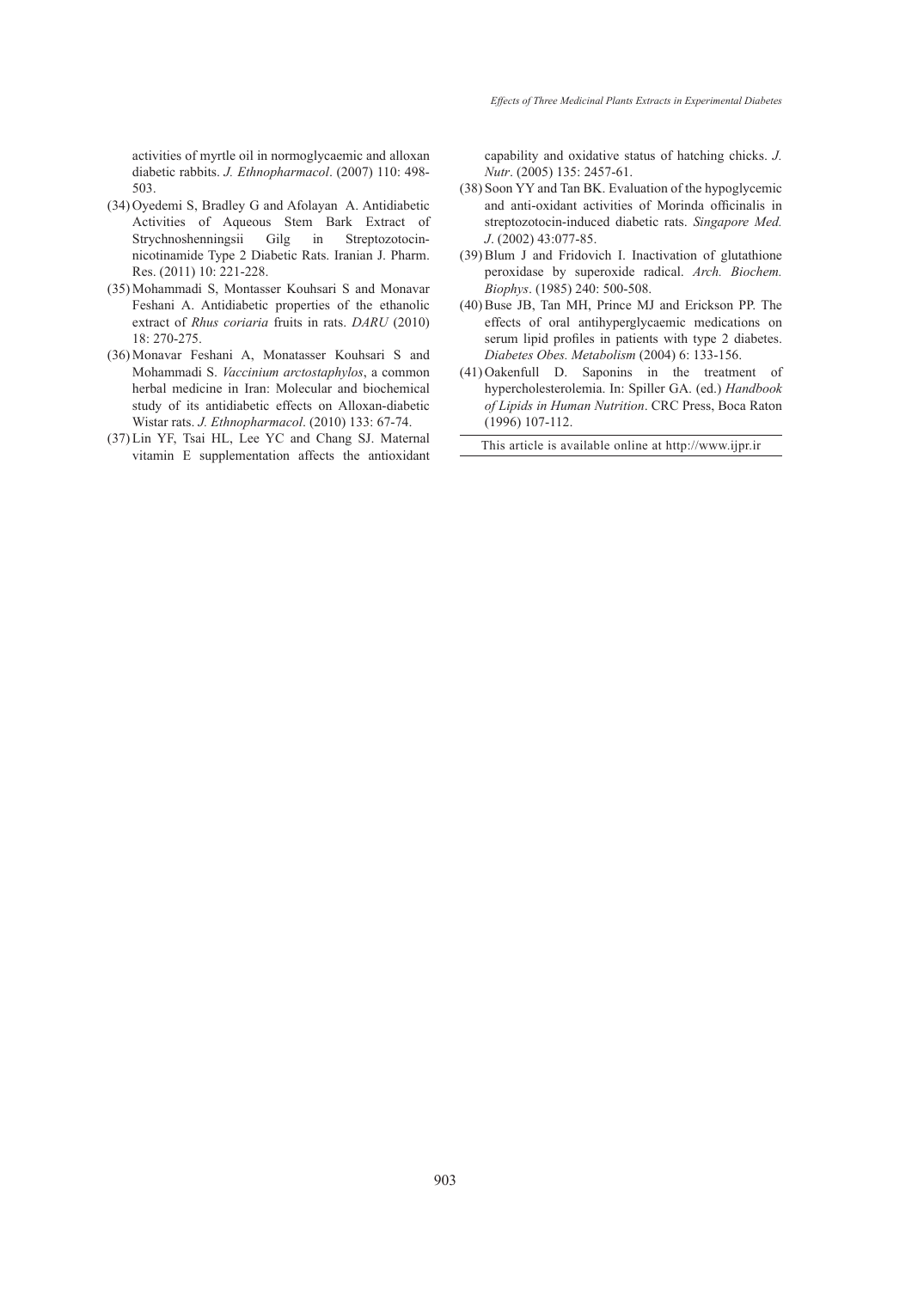activities of myrtle oil in normoglycaemic and alloxan diabetic rabbits. *J. Ethnopharmacol*. (2007) 110: 498-503.

(34) Oyedemi S, Bradley G and Afolayan A. Antidiabetic Activities of Aqueous Stem Bark Extract of Strychnoshenningsii Gilg in Streptozotocin-nicotinamide Type 2 Diabetic Rats. Iranian J. Pharm. Res. (2011) 10: 221-228.

(35) Mohammadi S, Montasser Kouhsari S and Monavar Feshani A. Antidiabetic properties of the ethanolic extract of *Rhus coriaria* fruits in rats. *DARU* (2010) 18: 270-275.

(36) Monavar Feshani A, Monatasser Kouhsari S and Mohammadi S. *Vaccinium arctostaphylos*, a common herbal medicine in Iran: Molecular and biochemical study of its antidiabetic effects on Alloxan-diabetic Wistar rats. *J. Ethnopharmacol*. (2010) 133: 67-74.

(37) Lin YF, Tsai HL, Lee YC and Chang SJ. Maternal vitamin E supplementation affects the antioxidant capability and oxidative status of hatching chicks. *J. Nutr*. (2005) 135: 2457-61.

(38) Soon YY and Tan BK. Evaluation of the hypoglycemic and anti-oxidant activities of Morinda officinalis in streptozotocin-induced diabetic rats. *Singapore Med. J*. (2002) 43:077-85.

(39) Blum J and Fridovich I. Inactivation of glutathione peroxidase by superoxide radical. *Arch. Biochem. Biophys*. (1985) 240: 500-508.

(40) Buse JB, Tan MH, Prince MJ and Erickson PP. The effects of oral antihyperglycaemic medications on serum lipid profiles in patients with type 2 diabetes. *Diabetes Obes. Metabolism* (2004) 6: 133-156.

(41) Oakenfull D. Saponins in the treatment of hypercholesterolemia. In: Spiller GA. (ed.) *Handbook of Lipids in Human Nutrition*. CRC Press, Boca Raton (1996) 107-112.

This article is available online at http://www.ijpr.ir